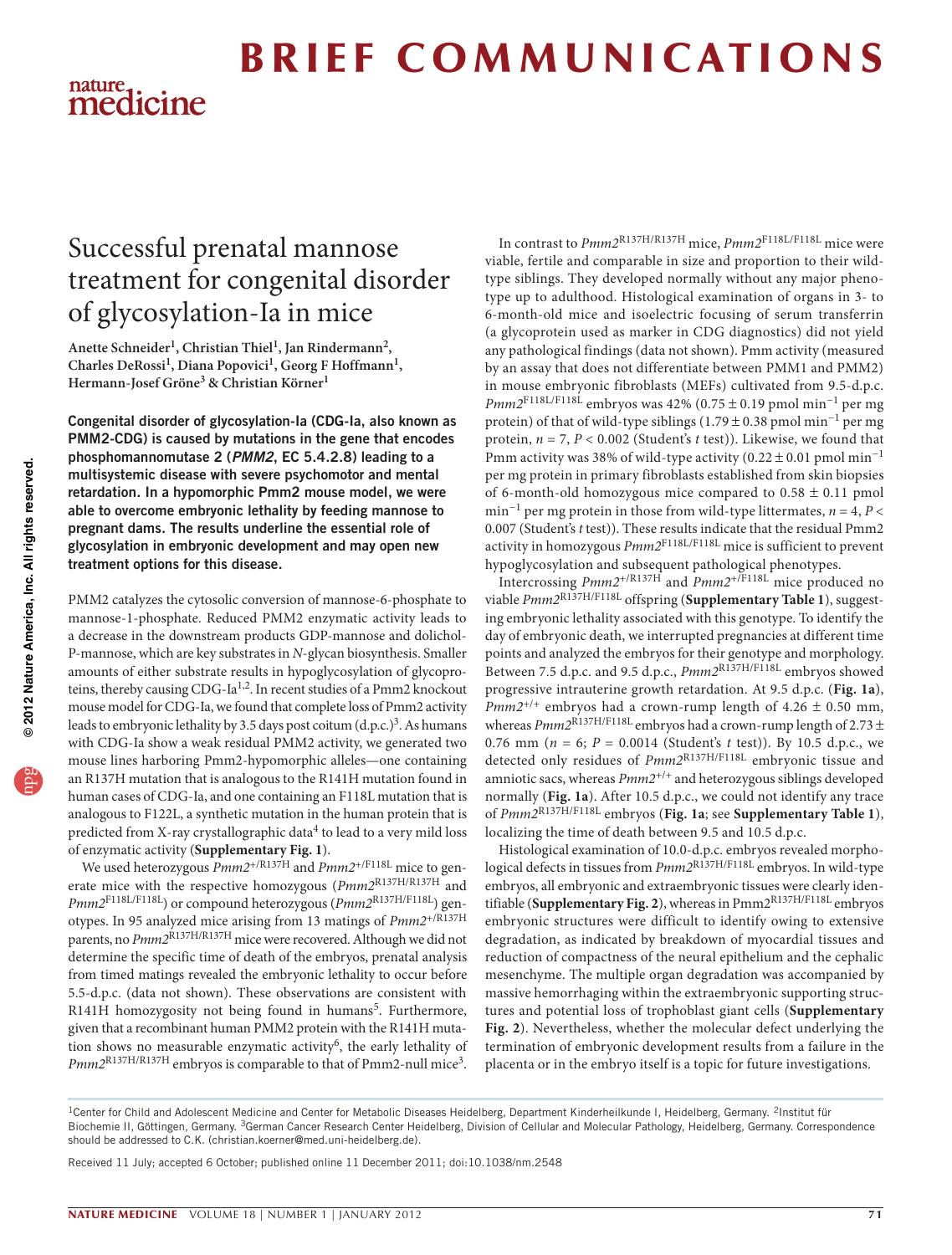# Successful prenatal mannose treatment for congenital disorder of glycosylation-Ia in mice

Anette Schneider[1], Christian Thiel[1], Jan Rindermann[2], Charles DeRossi[1], Diana Popovici[1], Georg F Hoffmann[1], Hermann-Josef Gröne[3] & Christian Körner[1]

**Congenital disorder of glycosylation-Ia (CDG-Ia, also known as PMM2-CDG) is caused by mutations in the gene that encodes phosphomannomutase 2 (*PMM2*, EC 5.4.2.8) leading to a multisystemic disease with severe psychomotor and mental retardation. In a hypomorphic Pmm2 mouse model, we were able to overcome embryonic lethality by feeding mannose to pregnant dams. The results underline the essential role of glycosylation in embryonic development and may open new treatment options for this disease.**

PMM2 catalyzes the cytosolic conversion of mannose-6-phosphate to mannose-1-phosphate. Reduced PMM2 enzymatic activity leads to a decrease in the downstream products GDP-mannose and dolichol-P-mannose, which are key substrates in *N*-glycan biosynthesis. Smaller amounts of either substrate results in hypoglycosylation of glycoproteins, thereby causing CDG-Ia[1,2]. In recent studies of a Pmm2 knockout mouse model for CDG-Ia, we found that complete loss of Pmm2 activity leads to embryonic lethality by 3.5 days post coitum (d.p.c.)[3]. As humans with CDG-Ia show a weak residual PMM2 activity, we generated two mouse lines harboring Pmm2-hypomorphic alleles—one containing an R137H mutation that is analogous to the R141H mutation found in human cases of CDG-Ia, and one containing an F118L mutation that is analogous to F122L, a synthetic mutation in the human protein that is predicted from X-ray crystallographic data[4] to lead to a very mild loss of enzymatic activity (**Supplementary Fig. 1**).

We used heterozygous *Pmm2*$^{+/\mathrm{R137H}}$ and *Pmm2*$^{+/\mathrm{F118L}}$ mice to generate mice with the respective homozygous (*Pmm2*$^{\mathrm{R137H/R137H}}$ and *Pmm2*$^{\mathrm{F118L/F118L}}$) or compound heterozygous (*Pmm2*$^{\mathrm{R137H/F118L}}$) genotypes. In 95 analyzed mice arising from 13 matings of *Pmm2*$^{+/\mathrm{R137H}}$ parents, no *Pmm2*$^{\mathrm{R137H/R137H}}$ mice were recovered. Although we did not determine the specific time of death of the embryos, prenatal analysis from timed matings revealed the embryonic lethality to occur before 5.5-d.p.c. (data not shown). These observations are consistent with R141H homozygosity not being found in humans[5]. Furthermore, given that a recombinant human PMM2 protein with the R141H mutation shows no measurable enzymatic activity[6], the early lethality of *Pmm2*$^{\mathrm{R137H/R137H}}$ embryos is comparable to that of Pmm2-null mice[3].

In contrast to *Pmm2*$^{\mathrm{R137H/R137H}}$ mice, *Pmm2*$^{\mathrm{F118L/F118L}}$ mice were viable, fertile and comparable in size and proportion to their wild-type siblings. They developed normally without any major phenotype up to adulthood. Histological examination of organs in 3- to 6-month-old mice and isoelectric focusing of serum transferrin (a glycoprotein used as marker in CDG diagnostics) did not yield any pathological findings (data not shown). Pmm activity (measured by an assay that does not differentiate between PMM1 and PMM2) in mouse embryonic fibroblasts (MEFs) cultivated from 9.5-d.p.c. *Pmm2*$^{\mathrm{F118L/F118L}}$ embryos was 42% ($0.75 \pm 0.19$ pmol min$^{-1}$ per mg protein) of that of wild-type siblings ($1.79 \pm 0.38$ pmol min$^{-1}$ per mg protein, $n = 7$, $P < 0.002$ (Student's *t* test)). Likewise, we found that Pmm activity was 38% of wild-type activity ($0.22 \pm 0.01$ pmol min$^{-1}$ per mg protein in primary fibroblasts established from skin biopsies of 6-month-old homozygous mice compared to $0.58 \pm 0.11$ pmol min$^{-1}$ per mg protein in those from wild-type littermates, $n = 4$, $P < 0.007$ (Student's *t* test)). These results indicate that the residual Pmm2 activity in homozygous *Pmm2*$^{\mathrm{F118L/F118L}}$ mice is sufficient to prevent hypoglycosylation and subsequent pathological phenotypes.

Intercrossing *Pmm2*$^{+/\mathrm{R137H}}$ and *Pmm2*$^{+/\mathrm{F118L}}$ mice produced no viable *Pmm2*$^{\mathrm{R137H/F118L}}$ offspring (**Supplementary Table 1**), suggesting embryonic lethality associated with this genotype. To identify the day of embryonic death, we interrupted pregnancies at different time points and analyzed the embryos for their genotype and morphology. Between 7.5 d.p.c. and 9.5 d.p.c., *Pmm2*$^{\mathrm{R137H/F118L}}$ embryos showed progressive intrauterine growth retardation. At 9.5 d.p.c. (**Fig. 1a**), *Pmm2*$^{+/+}$ embryos had a crown-rump length of $4.26 \pm 0.50$ mm, whereas *Pmm2*$^{\mathrm{R137H/F118L}}$ embryos had a crown-rump length of $2.73 \pm 0.76$ mm ($n = 6$; $P = 0.0014$ (Student's *t* test)). By 10.5 d.p.c., we detected only residues of *Pmm2*$^{\mathrm{R137H/F118L}}$ embryonic tissue and amniotic sacs, whereas *Pmm2*$^{+/+}$ and heterozygous siblings developed normally (**Fig. 1a**). After 10.5 d.p.c., we could not identify any trace of *Pmm2*$^{\mathrm{R137H/F118L}}$ embryos (**Fig. 1a**; see **Supplementary Table 1**), localizing the time of death between 9.5 and 10.5 d.p.c.

Histological examination of 10.0-d.p.c. embryos revealed morphological defects in tissues from *Pmm2*$^{\mathrm{R137H/F118L}}$ embryos. In wild-type embryos, all embryonic and extraembryonic tissues were clearly identifiable (**Supplementary Fig. 2**), whereas in Pmm2$^{\mathrm{R137H/F118L}}$ embryos embryonic structures were difficult to identify owing to extensive degradation, as indicated by breakdown of myocardial tissues and reduction of compactness of the neural epithelium and the cephalic mesenchyme. The multiple organ degradation was accompanied by massive hemorrhaging within the extraembryonic supporting structures and potential loss of trophoblast giant cells (**Supplementary Fig. 2**). Nevertheless, whether the molecular defect underlying the termination of embryonic development results from a failure in the placenta or in the embryo itself is a topic for future investigations.

[1]Center for Child and Adolescent Medicine and Center for Metabolic Diseases Heidelberg, Department Kinderheilkunde I, Heidelberg, Germany. [2]Institut für Biochemie II, Göttingen, Germany. [3]German Cancer Research Center Heidelberg, Division of Cellular and Molecular Pathology, Heidelberg, Germany. Correspondence should be addressed to C.K. (christian.koerner@med.uni-heidelberg.de).

Received 11 July; accepted 6 October; published online 11 December 2011; doi:10.1038/nm.2548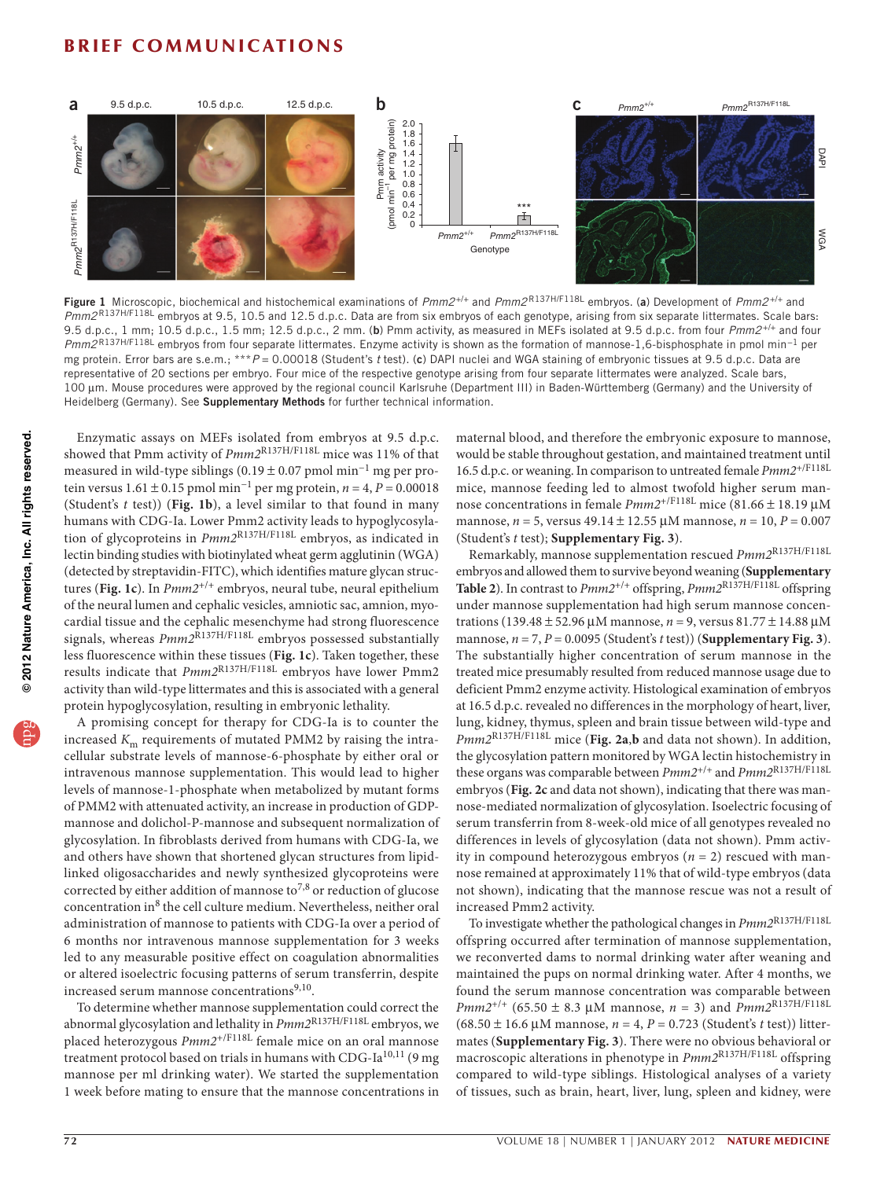**Figure 1** Microscopic, biochemical and histochemical examinations of *Pmm2*$^{+/+}$ and *Pmm2*$^{R137H/F118L}$ embryos. (**a**) Development of *Pmm2*$^{+/+}$ and *Pmm2*$^{R137H/F118L}$ embryos at 9.5, 10.5 and 12.5 d.p.c. Data are from six embryos of each genotype, arising from six separate littermates. Scale bars: 9.5 d.p.c., 1 mm; 10.5 d.p.c., 1.5 mm; 12.5 d.p.c., 2 mm. (**b**) Pmm activity, as measured in MEFs isolated at 9.5 d.p.c. from four *Pmm2*$^{+/+}$ and four *Pmm2*$^{R137H/F118L}$ embryos from four separate littermates. Enzyme activity is shown as the formation of mannose-1,6-bisphosphate in pmol min$^{-1}$ per mg protein. Error bars are s.e.m.; \*\*\**P* = 0.00018 (Student's *t* test). (**c**) DAPI nuclei and WGA staining of embryonic tissues at 9.5 d.p.c. Data are representative of 20 sections per embryo. Four mice of the respective genotype arising from four separate littermates were analyzed. Scale bars, 100 μm. Mouse procedures were approved by the regional council Karlsruhe (Department III) in Baden-Württemberg (Germany) and the University of Heidelberg (Germany). See **Supplementary Methods** for further technical information.

Enzymatic assays on MEFs isolated from embryos at 9.5 d.p.c. showed that Pmm activity of *Pmm2*$^{R137H/F118L}$ mice was 11% of that measured in wild-type siblings (0.19 ± 0.07 pmol min$^{-1}$ mg per protein versus 1.61 ± 0.15 pmol min$^{-1}$ per mg protein, *n* = 4, *P* = 0.00018 (Student's *t* test)) (**Fig. 1b**), a level similar to that found in many humans with CDG-Ia. Lower Pmm2 activity leads to hypoglycosylation of glycoproteins in *Pmm2*$^{R137H/F118L}$ embryos, as indicated in lectin binding studies with biotinylated wheat germ agglutinin (WGA) (detected by streptavidin-FITC), which identifies mature glycan structures (**Fig. 1c**). In *Pmm2*$^{+/+}$ embryos, neural tube, neural epithelium of the neural lumen and cephalic vesicles, amniotic sac, amnion, myocardial tissue and the cephalic mesenchyme had strong fluorescence signals, whereas *Pmm2*$^{R137H/F118L}$ embryos possessed substantially less fluorescence within these tissues (**Fig. 1c**). Taken together, these results indicate that *Pmm2*$^{R137H/F118L}$ embryos have lower Pmm2 activity than wild-type littermates and this is associated with a general protein hypoglycosylation, resulting in embryonic lethality.

A promising concept for therapy for CDG-Ia is to counter the increased $K_m$ requirements of mutated PMM2 by raising the intracellular substrate levels of mannose-6-phosphate by either oral or intravenous mannose supplementation. This would lead to higher levels of mannose-1-phosphate when metabolized by mutant forms of PMM2 with attenuated activity, an increase in production of GDP-mannose and dolichol-P-mannose and subsequent normalization of glycosylation. In fibroblasts derived from humans with CDG-Ia, we and others have shown that shortened glycan structures from lipid-linked oligosaccharides and newly synthesized glycoproteins were corrected by either addition of mannose to[7,8] or reduction of glucose concentration in[8] the cell culture medium. Nevertheless, neither oral administration of mannose to patients with CDG-Ia over a period of 6 months nor intravenous mannose supplementation for 3 weeks led to any measurable positive effect on coagulation abnormalities or altered isoelectric focusing patterns of serum transferrin, despite increased serum mannose concentrations[9,10].

To determine whether mannose supplementation could correct the abnormal glycosylation and lethality in *Pmm2*$^{R137H/F118L}$ embryos, we placed heterozygous *Pmm2*$^{+/F118L}$ female mice on an oral mannose treatment protocol based on trials in humans with CDG-Ia[10,11] (9 mg mannose per ml drinking water). We started the supplementation 1 week before mating to ensure that the mannose concentrations in maternal blood, and therefore the embryonic exposure to mannose, would be stable throughout gestation, and maintained treatment until 16.5 d.p.c. or weaning. In comparison to untreated female *Pmm2*$^{+/F118L}$ mice, mannose feeding led to almost twofold higher serum mannose concentrations in female *Pmm2*$^{+/F118L}$ mice (81.66 ± 18.19 μM mannose, *n* = 5, versus 49.14 ± 12.55 μM mannose, *n* = 10, *P* = 0.007 (Student's *t* test); **Supplementary Fig. 3**).

Remarkably, mannose supplementation rescued *Pmm2*$^{R137H/F118L}$ embryos and allowed them to survive beyond weaning (**Supplementary Table 2**). In contrast to *Pmm2*$^{+/+}$ offspring, *Pmm2*$^{R137H/F118L}$ offspring under mannose supplementation had high serum mannose concentrations (139.48 ± 52.96 μM mannose, *n* = 9, versus 81.77 ± 14.88 μM mannose, *n* = 7, *P* = 0.0095 (Student's *t* test)) (**Supplementary Fig. 3**). The substantially higher concentration of serum mannose in the treated mice presumably resulted from reduced mannose usage due to deficient Pmm2 enzyme activity. Histological examination of embryos at 16.5 d.p.c. revealed no differences in the morphology of heart, liver, lung, kidney, thymus, spleen and brain tissue between wild-type and *Pmm2*$^{R137H/F118L}$ mice (**Fig. 2a**,**b** and data not shown). In addition, the glycosylation pattern monitored by WGA lectin histochemistry in these organs was comparable between *Pmm2*$^{+/+}$ and *Pmm2*$^{R137H/F118L}$ embryos (**Fig. 2c** and data not shown), indicating that there was mannose-mediated normalization of glycosylation. Isoelectric focusing of serum transferrin from 8-week-old mice of all genotypes revealed no differences in levels of glycosylation (data not shown). Pmm activity in compound heterozygous embryos (*n* = 2) rescued with mannose remained at approximately 11% that of wild-type embryos (data not shown), indicating that the mannose rescue was not a result of increased Pmm2 activity.

To investigate whether the pathological changes in *Pmm2*$^{R137H/F118L}$ offspring occurred after termination of mannose supplementation, we reconverted dams to normal drinking water after weaning and maintained the pups on normal drinking water. After 4 months, we found the serum mannose concentration was comparable between *Pmm2*$^{+/+}$ (65.50 ± 8.3 μM mannose, *n* = 3) and *Pmm2*$^{R137H/F118L}$ (68.50 ± 16.6 μM mannose, *n* = 4, *P* = 0.723 (Student's *t* test)) littermates (**Supplementary Fig. 3**). There were no obvious behavioral or macroscopic alterations in phenotype in *Pmm2*$^{R137H/F118L}$ offspring compared to wild-type siblings. Histological analyses of a variety of tissues, such as brain, heart, liver, lung, spleen and kidney, were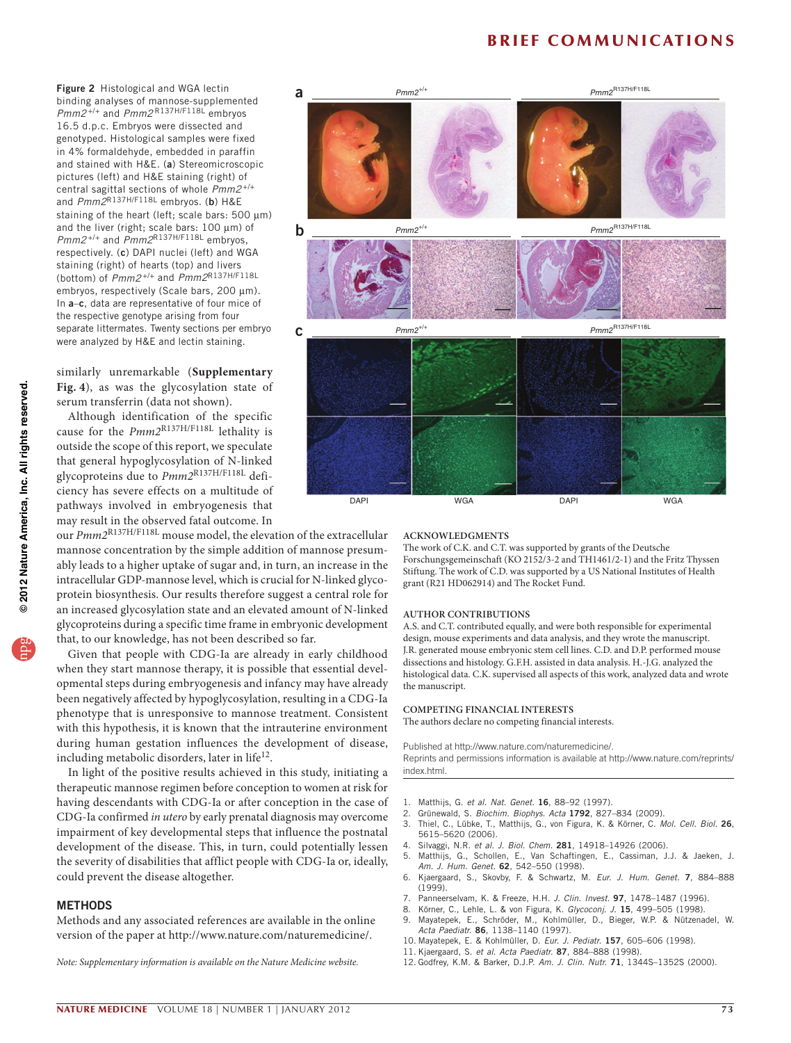**Figure 2** Histological and WGA lectin binding analyses of mannose-supplemented *Pmm2*$^{+/+}$ and *Pmm2*$^{R137H/F118L}$ embryos 16.5 d.p.c. Embryos were dissected and genotyped. Histological samples were fixed in 4% formaldehyde, embedded in paraffin and stained with H&E. (**a**) Stereomicroscopic pictures (left) and H&E staining (right) of central sagittal sections of whole *Pmm2*$^{+/+}$ and *Pmm2*$^{R137H/F118L}$ embryos. (**b**) H&E staining of the heart (left; scale bars: 500 μm) and the liver (right; scale bars: 100 μm) of *Pmm2*$^{+/+}$ and *Pmm2*$^{R137H/F118L}$ embryos, respectively. (**c**) DAPI nuclei (left) and WGA staining (right) of hearts (top) and livers (bottom) of *Pmm2*$^{+/+}$ and *Pmm2*$^{R137H/F118L}$ embryos, respectively (Scale bars, 200 μm). In **a**–**c**, data are representative of four mice of the respective genotype arising from four separate littermates. Twenty sections per embryo were analyzed by H&E and lectin staining.

a

*Pmm2*$^{+/+}$

*Pmm2*$^{R137H/F118L}$

b

*Pmm2*$^{+/+}$

*Pmm2*$^{R137H/F118L}$

c

*Pmm2*$^{+/+}$

*Pmm2*$^{R137H/F118L}$

DAPI

WGA

DAPI

WGA

similarly unremarkable (**Supplementary Fig. 4**), as was the glycosylation state of serum transferrin (data not shown).

Although identification of the specific cause for the *Pmm2*$^{R137H/F118L}$ lethality is outside the scope of this report, we speculate that general hypoglycosylation of N-linked glycoproteins due to *Pmm2*$^{R137H/F118L}$ deficiency has severe effects on a multitude of pathways involved in embryogenesis that may result in the observed fatal outcome. In our *Pmm2*$^{R137H/F118L}$ mouse model, the elevation of the extracellular mannose concentration by the simple addition of mannose presumably leads to a higher uptake of sugar and, in turn, an increase in the intracellular GDP-mannose level, which is crucial for N-linked glycoprotein biosynthesis. Our results therefore suggest a central role for an increased glycosylation state and an elevated amount of N-linked glycoproteins during a specific time frame in embryonic development that, to our knowledge, has not been described so far.

Given that people with CDG-Ia are already in early childhood when they start mannose therapy, it is possible that essential developmental steps during embryogenesis and infancy may have already been negatively affected by hypoglycosylation, resulting in a CDG-Ia phenotype that is unresponsive to mannose treatment. Consistent with this hypothesis, it is known that the intrauterine environment during human gestation influences the development of disease, including metabolic disorders, later in life[12].

In light of the positive results achieved in this study, initiating a therapeutic mannose regimen before conception to women at risk for having descendants with CDG-Ia or after conception in the case of CDG-Ia confirmed *in utero* by early prenatal diagnosis may overcome impairment of key developmental steps that influence the postnatal development of the disease. This, in turn, could potentially lessen the severity of disabilities that afflict people with CDG-Ia or, ideally, could prevent the disease altogether.

## METHODS

Methods and any associated references are available in the online version of the paper at http://www.nature.com/naturemedicine/.

*Note: Supplementary information is available on the Nature Medicine website.*

## ACKNOWLEDGMENTS

The work of C.K. and C.T. was supported by grants of the Deutsche Forschungsgemeinschaft (KO 2152/3-2 and TH1461/2-1) and the Fritz Thyssen Stiftung. The work of C.D. was supported by a US National Institutes of Health grant (R21 HD062914) and The Rocket Fund.

## AUTHOR CONTRIBUTIONS

A.S. and C.T. contributed equally, and were both responsible for experimental design, mouse experiments and data analysis, and they wrote the manuscript. J.R. generated mouse embryonic stem cell lines. C.D. and D.P. performed mouse dissections and histology. G.F.H. assisted in data analysis. H.-J.G. analyzed the histological data. C.K. supervised all aspects of this work, analyzed data and wrote the manuscript.

## COMPETING FINANCIAL INTERESTS

The authors declare no competing financial interests.

Published at http://www.nature.com/naturemedicine/.
Reprints and permissions information is available at http://www.nature.com/reprints/index.html.

1. Matthijs, G. *et al. Nat. Genet.* **16**, 88–92 (1997).
2. Grünewald, S. *Biochim. Biophys. Acta* **1792**, 827–834 (2009).
3. Thiel, C., Lübke, T., Matthijs, G., von Figura, K. & Körner, C. *Mol. Cell. Biol.* **26**, 5615–5620 (2006).
4. Silvaggi, N.R. *et al. J. Biol. Chem.* **281**, 14918–14926 (2006).
5. Matthijs, G., Schollen, E., Van Schaftingen, E., Cassiman, J.J. & Jaeken, J. *Am. J. Hum. Genet.* **62**, 542–550 (1998).
6. Kjaergaard, S., Skovby, F. & Schwartz, M. *Eur. J. Hum. Genet.* **7**, 884–888 (1999).
7. Panneerselvam, K. & Freeze, H.H. *J. Clin. Invest.* **97**, 1478–1487 (1996).
8. Körner, C., Lehle, L. & von Figura, K. *Glycoconj. J.* **15**, 499–505 (1998).
9. Mayatepek, E., Schröder, M., Kohlmüller, D., Bieger, W.P. & Nützenadel, W. *Acta Paediatr.* **86**, 1138–1140 (1997).
10. Mayatepek, E. & Kohlmüller, D. *Eur. J. Pediatr.* **157**, 605–606 (1998).
11. Kjaergaard, S. *et al. Acta Paediatr.* **87**, 884–888 (1998).
12. Godfrey, K.M. & Barker, D.J.P. *Am. J. Clin. Nutr.* **71**, 1344S–1352S (2000).